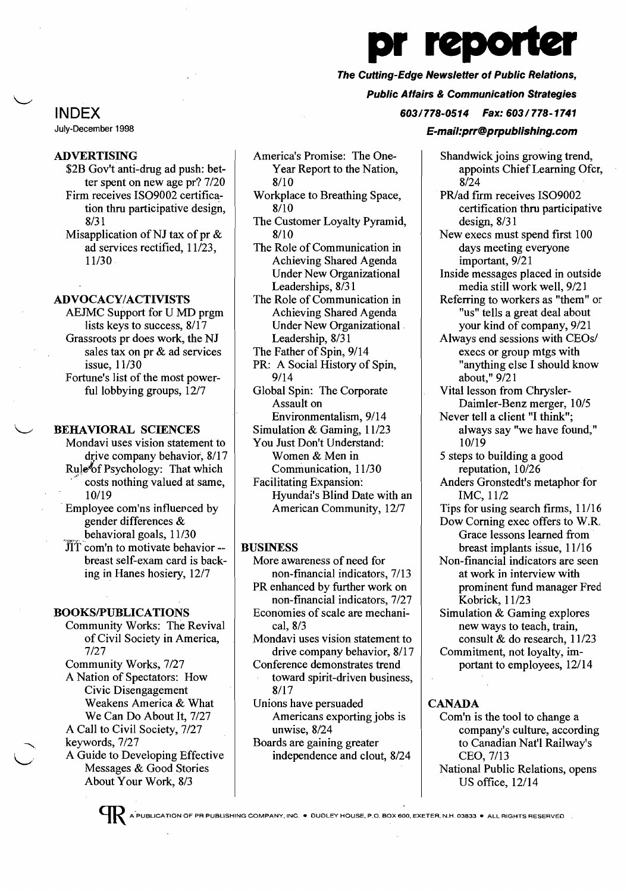# pr reporter

***The Cutting-Edge Newsletter of Public Relations, Public Affairs & Communication Strategies***

***603/778-0514 Fax: 603/778-1741***

***E-mail:prr@prpublishing.com***

## INDEX

July-December 1998

### ADVERTISING

- $2B Gov't anti-drug ad push: better spent on new age pr? 7/20
- Firm receives ISO9002 certification thru participative design, 8/31
- Misapplication of NJ tax of pr & ad services rectified, 11/23, 11/30

### ADVOCACY/ACTIVISTS

- AEJMC Support for U MD prgm lists keys to success, 8/17
- Grassroots pr does work, the NJ sales tax on pr & ad services issue, 11/30
- Fortune's list of the most powerful lobbying groups, 12/7

### BEHAVIORAL SCIENCES

- Mondavi uses vision statement to drive company behavior, 8/17
- Rule of Psychology: That which costs nothing valued at same, 10/19
- Employee com'ns influenced by gender differences & behavioral goals, 11/30
- JIT com'n to motivate behavior -- breast self-exam card is backing in Hanes hosiery, 12/7

### BOOKS/PUBLICATIONS

- Community Works: The Revival of Civil Society in America, 7/27
- Community Works, 7/27
- A Nation of Spectators: How Civic Disengagement Weakens America & What We Can Do About It, 7/27
- A Call to Civil Society, 7/27
- keywords, 7/27
- A Guide to Developing Effective Messages & Good Stories About Your Work, 8/3
- America's Promise: The One-Year Report to the Nation, 8/10
- Workplace to Breathing Space, 8/10
- The Customer Loyalty Pyramid, 8/10
- The Role of Communication in Achieving Shared Agenda Under New Organizational Leaderships, 8/31
- The Role of Communication in Achieving Shared Agenda Under New Organizational Leadership, 8/31
- The Father of Spin, 9/14
- PR: A Social History of Spin, 9/14
- Global Spin: The Corporate Assault on Environmentalism, 9/14
- Simulation & Gaming, 11/23
- You Just Don't Understand: Women & Men in Communication, 11/30
- Facilitating Expansion: Hyundai's Blind Date with an American Community, 12/7

### BUSINESS

- More awareness of need for non-financial indicators, 7/13
- PR enhanced by further work on non-financial indicators, 7/27
- Economies of scale are mechanical, 8/3
- Mondavi uses vision statement to drive company behavior, 8/17
- Conference demonstrates trend toward spirit-driven business, 8/17
- Unions have persuaded Americans exporting jobs is unwise, 8/24
- Boards are gaining greater independence and clout, 8/24
- Shandwick joins growing trend, appoints Chief Learning Ofcr, 8/24
- PR/ad firm receives ISO9002 certification thru participative design, 8/31
- New execs must spend first 100 days meeting everyone important, 9/21
- Inside messages placed in outside media still work well, 9/21
- Referring to workers as "them" or "us" tells a great deal about your kind of company, 9/21
- Always end sessions with CEOs/ execs or group mtgs with "anything else I should know about," 9/21
- Vital lesson from Chrysler-Daimler-Benz merger, 10/5
- Never tell a client "I think"; always say "we have found," 10/19
- 5 steps to building a good reputation, 10/26
- Anders Gronstedt's metaphor for IMC, 11/2
- Tips for using search firms, 11/16
- Dow Corning exec offers to W.R. Grace lessons learned from breast implants issue, 11/16
- Non-financial indicators are seen at work in interview with prominent fund manager Fred Kobrick, 11/23
- Simulation & Gaming explores new ways to teach, train, consult & do research, 11/23
- Commitment, not loyalty, important to employees, 12/14

### CANADA

- Com'n is the tool to change a company's culture, according to Canadian Nat'l Railway's CEO, 7/13
- National Public Relations, opens US office, 12/14

A PUBLICATION OF PR PUBLISHING COMPANY, INC. • DUDLEY HOUSE, P.O. BOX 600, EXETER, N.H. 03833 • ALL RIGHTS RESERVED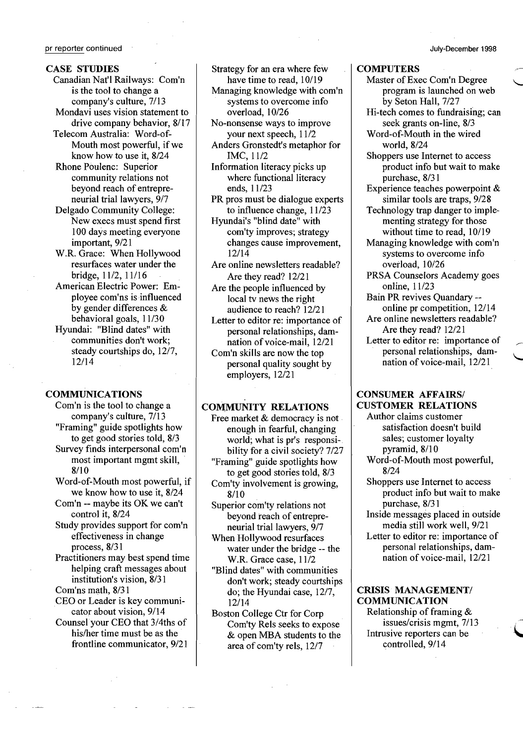## CASE STUDIES

- Canadian Nat'l Railways: Com'n is the tool to change a company's culture, 7/13
- Mondavi uses vision statement to drive company behavior, 8/17
- Telecom Australia: Word-of-Mouth most powerful, if we know how to use it, 8/24
- Rhone Poulenc: Superior community relations not beyond reach of entrepreneurial trial lawyers, 9/7
- Delgado Community College: New execs must spend first 100 days meeting everyone important, 9/21
- W.R. Grace: When Hollywood resurfaces water under the bridge, 11/2, 11/16
- American Electric Power: Employee com'ns is influenced by gender differences & behavioral goals, 11/30
- Hyundai: "Blind dates" with communities don't work; steady courtships do, 12/7, 12/14

## COMMUNICATIONS

- Com'n is the tool to change a company's culture, 7/13
- "Framing" guide spotlights how to get good stories told, 8/3
- Survey finds interpersonal com'n most important mgmt skill, 8/10
- Word-of-Mouth most powerful, if we know how to use it, 8/24
- Com'n -- maybe its OK we can't control it, 8/24
- Study provides support for com'n effectiveness in change process, 8/31
- Practitioners may best spend time helping craft messages about institution's vision, 8/31
- Com'ns math, 8/31
- CEO or Leader is key communicator about vision, 9/14
- Counsel your CEO that 3/4ths of his/her time must be as the frontline communicator, 9/21
- Strategy for an era where few have time to read, 10/19
- Managing knowledge with com'n systems to overcome info overload, 10/26
- No-nonsense ways to improve your next speech, 11/2
- Anders Gronstedt's metaphor for IMC, 11/2
- Information literacy picks up where functional literacy ends, 11/23
- PR pros must be dialogue experts to influence change, 11/23
- Hyundai's "blind date" with com'ty improves; strategy changes cause improvement, 12/14
- Are online newsletters readable? Are they read? 12/21
- Are the people influenced by local tv news the right audience to reach? 12/21
- Letter to editor re: importance of personal relationships, damnation of voice-mail, 12/21
- Com'n skills are now the top personal quality sought by employers, 12/21

## COMMUNITY RELATIONS

- Free market & democracy is not enough in fearful, changing world; what is pr's responsibility for a civil society? 7/27
- "Framing" guide spotlights how to get good stories told, 8/3
- Com'ty involvement is growing, 8/10
- Superior com'ty relations not beyond reach of entrepreneurial trial lawyers, 9/7
- When Hollywood resurfaces water under the bridge -- the W.R. Grace case, 11/2
- "Blind dates" with communities don't work; steady courtships do; the Hyundai case, 12/7, 12/14
- Boston College Ctr for Corp Com'ty Rels seeks to expose & open MBA students to the area of com'ty rels, 12/7

## COMPUTERS

- Master of Exec Com'n Degree program is launched on web by Seton Hall, 7/27
- Hi-tech comes to fundraising; can seek grants on-line, 8/3
- Word-of-Mouth in the wired world, 8/24
- Shoppers use Internet to access product info but wait to make purchase, 8/31
- Experience teaches powerpoint & similar tools are traps, 9/28
- Technology trap danger to implementing strategy for those without time to read, 10/19
- Managing knowledge with com'n systems to overcome info overload, 10/26
- PRSA Counselors Academy goes online, 11/23
- Bain PR revives Quandary -- online pr competition, 12/14
- Are online newsletters readable? Are they read? 12/21
- Letter to editor re: importance of personal relationships, damnation of voice-mail, 12/21

## CONSUMER AFFAIRS/ CUSTOMER RELATIONS

- Author claims customer satisfaction doesn't build sales; customer loyalty pyramid, 8/10
- Word-of-Mouth most powerful, 8/24
- Shoppers use Internet to access product info but wait to make purchase, 8/31
- Inside messages placed in outside media still work well, 9/21
- Letter to editor re: importance of personal relationships, damnation of voice-mail, 12/21

## CRISIS MANAGEMENT/ COMMUNICATION

- Relationship of framing & issues/crisis mgmt, 7/13
- Intrusive reporters can be controlled, 9/14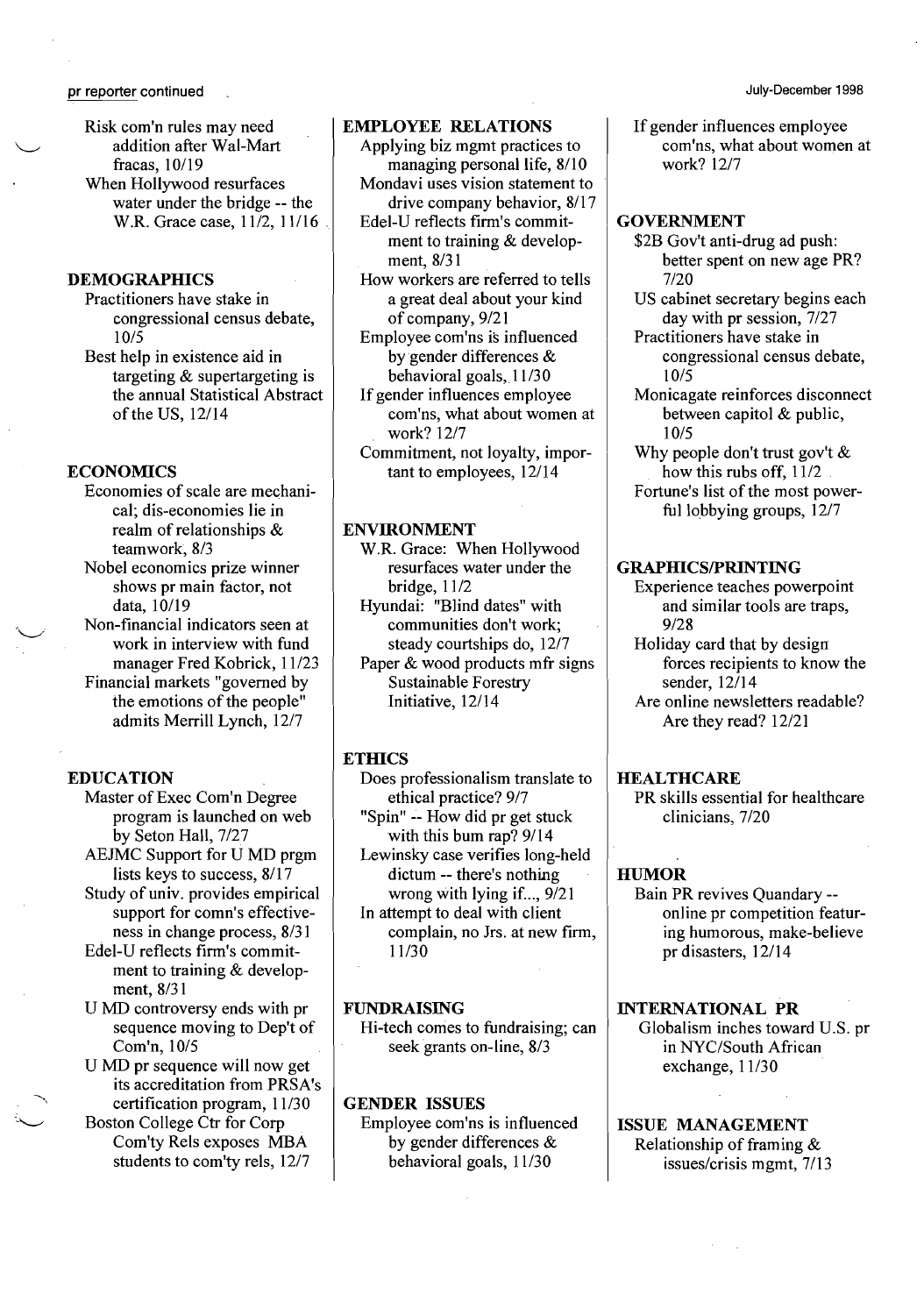Risk com'n rules may need addition after Wal-Mart fracas, 10/19

When Hollywood resurfaces water under the bridge -- the W.R. Grace case, 11/2, 11/16

## DEMOGRAPHICS

Practitioners have stake in congressional census debate, 10/5

Best help in existence aid in targeting & supertargeting is the annual Statistical Abstract of the US, 12/14

## ECONOMICS

Economies of scale are mechanical; dis-economies lie in realm of relationships & teamwork, 8/3

Nobel economics prize winner shows pr main factor, not data, 10/19

Non-financial indicators seen at work in interview with fund manager Fred Kobrick, 11/23

Financial markets "governed by the emotions of the people" admits Merrill Lynch, 12/7

## EDUCATION

Master of Exec Com'n Degree program is launched on web by Seton Hall, 7/27

AEJMC Support for U MD prgm lists keys to success, 8/17

Study of univ. provides empirical support for comn's effectiveness in change process, 8/31

Edel-U reflects firm's commitment to training & development, 8/31

U MD controversy ends with pr sequence moving to Dep't of Com'n, 10/5

U MD pr sequence will now get its accreditation from PRSA's certification program, 11/30

Boston College Ctr for Corp Com'ty Rels exposes MBA students to com'ty rels, 12/7

## EMPLOYEE RELATIONS

Applying biz mgmt practices to managing personal life, 8/10

Mondavi uses vision statement to drive company behavior, 8/17

Edel-U reflects firm's commitment to training & development, 8/31

How workers are referred to tells a great deal about your kind of company, 9/21

Employee com'ns is influenced by gender differences & behavioral goals, 11/30

If gender influences employee com'ns, what about women at work? 12/7

Commitment, not loyalty, important to employees, 12/14

## ENVIRONMENT

W.R. Grace: When Hollywood resurfaces water under the bridge, 11/2

Hyundai: "Blind dates" with communities don't work; steady courtships do, 12/7

Paper & wood products mfr signs Sustainable Forestry Initiative, 12/14

## ETHICS

Does professionalism translate to ethical practice? 9/7

"Spin" -- How did pr get stuck with this bum rap? 9/14

Lewinsky case verifies long-held dictum -- there's nothing wrong with lying if..., 9/21

In attempt to deal with client complain, no Jrs. at new firm, 11/30

## FUNDRAISING

Hi-tech comes to fundraising; can seek grants on-line, 8/3

## GENDER ISSUES

Employee com'ns is influenced by gender differences & behavioral goals, 11/30

If gender influences employee com'ns, what about women at work? 12/7

## GOVERNMENT

$2B Gov't anti-drug ad push: better spent on new age PR? 7/20

US cabinet secretary begins each day with pr session, 7/27

Practitioners have stake in congressional census debate, 10/5

Monicagate reinforces disconnect between capitol & public, 10/5

Why people don't trust gov't & how this rubs off, 11/2

Fortune's list of the most powerful lobbying groups, 12/7

## GRAPHICS/PRINTING

Experience teaches powerpoint and similar tools are traps, 9/28

Holiday card that by design forces recipients to know the sender, 12/14

Are online newsletters readable? Are they read? 12/21

## HEALTHCARE

PR skills essential for healthcare clinicians, 7/20

## HUMOR

Bain PR revives Quandary -- online pr competition featuring humorous, make-believe pr disasters, 12/14

## INTERNATIONAL PR

Globalism inches toward U.S. pr in NYC/South African exchange, 11/30

## ISSUE MANAGEMENT

Relationship of framing & issues/crisis mgmt, 7/13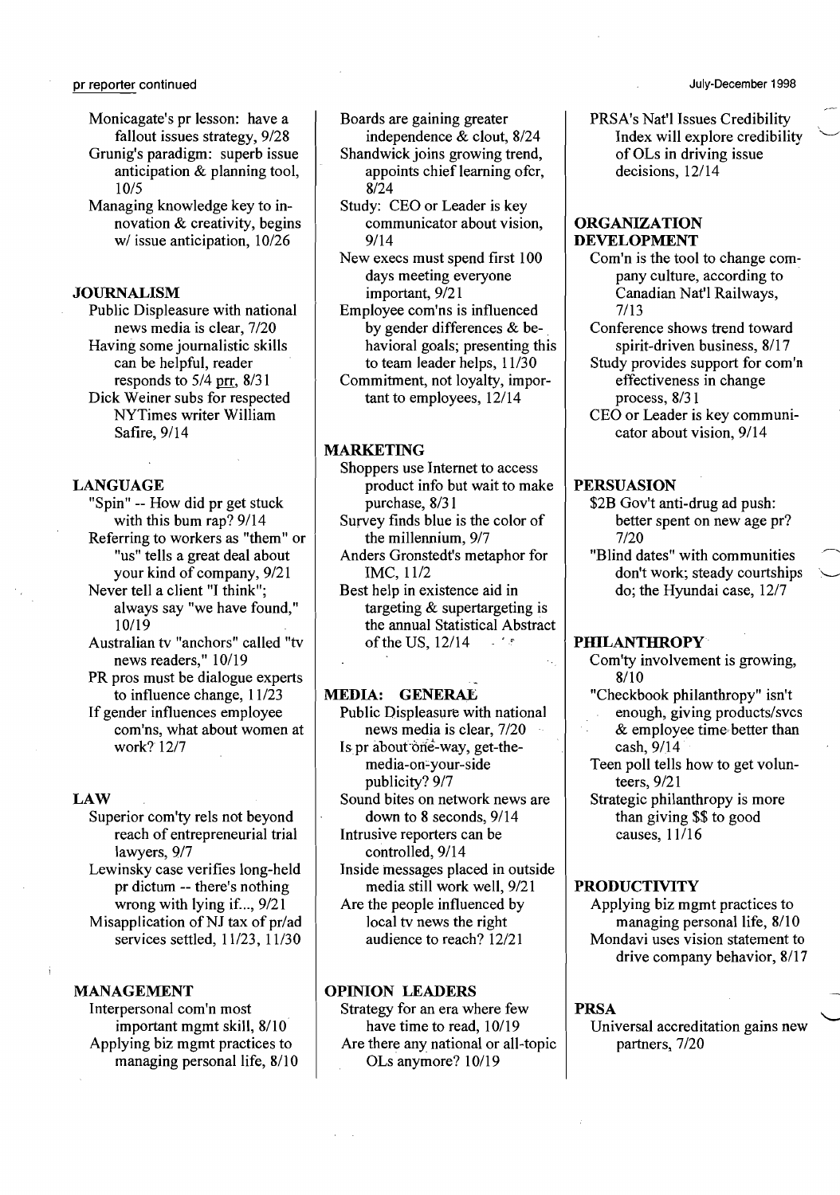Monicagate's pr lesson: have a fallout issues strategy, 9/28

Grunig's paradigm: superb issue anticipation & planning tool, 10/5

Managing knowledge key to innovation & creativity, begins w/ issue anticipation, 10/26

### JOURNALISM

Public Displeasure with national news media is clear, 7/20

Having some journalistic skills can be helpful, reader responds to 5/4 prr, 8/31

Dick Weiner subs for respected NYTimes writer William Safire, 9/14

### LANGUAGE

"Spin" -- How did pr get stuck with this bum rap? 9/14

Referring to workers as "them" or "us" tells a great deal about your kind of company, 9/21

Never tell a client "I think"; always say "we have found," 10/19

Australian tv "anchors" called "tv news readers," 10/19

PR pros must be dialogue experts to influence change, 11/23

If gender influences employee com'ns, what about women at work? 12/7

### LAW

Superior com'ty rels not beyond reach of entrepreneurial trial lawyers, 9/7

Lewinsky case verifies long-held pr dictum -- there's nothing wrong with lying if..., 9/21

Misapplication of NJ tax of pr/ad services settled, 11/23, 11/30

### MANAGEMENT

Interpersonal com'n most important mgmt skill, 8/10

Applying biz mgmt practices to managing personal life, 8/10

Boards are gaining greater independence & clout, 8/24

Shandwick joins growing trend, appoints chief learning ofcr, 8/24

Study: CEO or Leader is key communicator about vision, 9/14

New execs must spend first 100 days meeting everyone important, 9/21

Employee com'ns is influenced by gender differences & behavioral goals; presenting this to team leader helps, 11/30

Commitment, not loyalty, important to employees, 12/14

### MARKETING

Shoppers use Internet to access product info but wait to make purchase, 8/31

Survey finds blue is the color of the millennium, 9/7

Anders Gronstedt's metaphor for IMC, 11/2

Best help in existence aid in targeting & supertargeting is the annual Statistical Abstract of the US, 12/14

### MEDIA: GENERAL

Public Displeasure with national news media is clear, 7/20

Is pr about one-way, get-the-media-on-your-side publicity? 9/7

Sound bites on network news are down to 8 seconds, 9/14

Intrusive reporters can be controlled, 9/14

Inside messages placed in outside media still work well, 9/21

Are the people influenced by local tv news the right audience to reach? 12/21

### OPINION LEADERS

Strategy for an era where few have time to read, 10/19

Are there any national or all-topic OLs anymore? 10/19

PRSA's Nat'l Issues Credibility Index will explore credibility of OLs in driving issue decisions, 12/14

### ORGANIZATION DEVELOPMENT

Com'n is the tool to change company culture, according to Canadian Nat'l Railways, 7/13

Conference shows trend toward spirit-driven business, 8/17

Study provides support for com'n effectiveness in change process, 8/31

CEO or Leader is key communicator about vision, 9/14

### PERSUASION

$2B Gov't anti-drug ad push: better spent on new age pr? 7/20

"Blind dates" with communities don't work; steady courtships do; the Hyundai case, 12/7

### PHILANTHROPY

Com'ty involvement is growing, 8/10

"Checkbook philanthropy" isn't enough, giving products/svcs & employee time better than cash, 9/14

Teen poll tells how to get volunteers, 9/21

Strategic philanthropy is more than giving $$ to good causes, 11/16

### PRODUCTIVITY

Applying biz mgmt practices to managing personal life, 8/10

Mondavi uses vision statement to drive company behavior, 8/17

### PRSA

Universal accreditation gains new partners, 7/20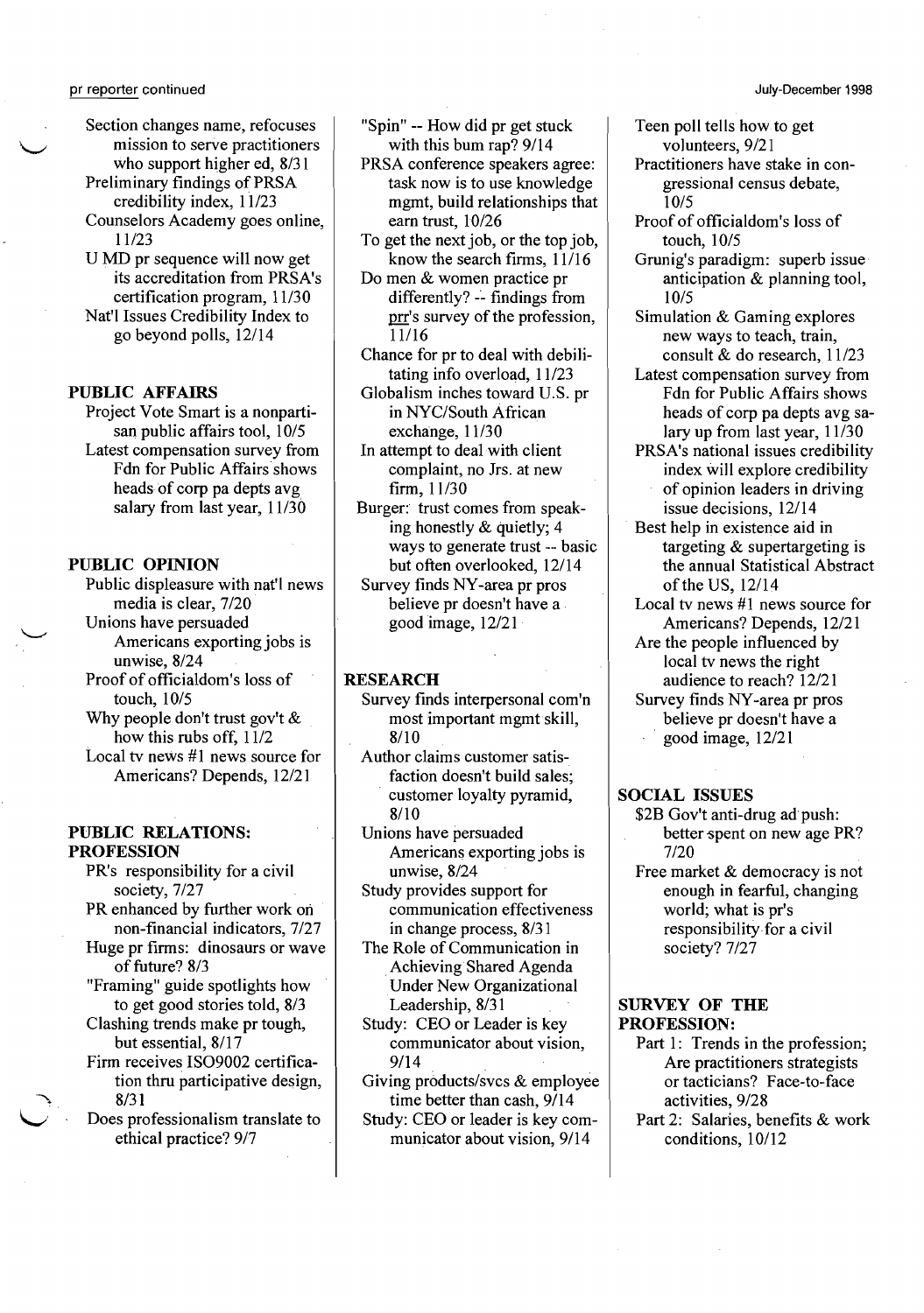Section changes name, refocuses mission to serve practitioners who support higher ed, 8/31

Preliminary findings of PRSA credibility index, 11/23

Counselors Academy goes online, 11/23

U MD pr sequence will now get its accreditation from PRSA's certification program, 11/30

Nat'l Issues Credibility Index to go beyond polls, 12/14

**PUBLIC AFFAIRS**

Project Vote Smart is a nonpartisan public affairs tool, 10/5

Latest compensation survey from Fdn for Public Affairs shows heads of corp pa depts avg salary from last year, 11/30

**PUBLIC OPINION**

Public displeasure with nat'l news media is clear, 7/20

Unions have persuaded Americans exporting jobs is unwise, 8/24

Proof of officialdom's loss of touch, 10/5

Why people don't trust gov't & how this rubs off, 11/2

Local tv news #1 news source for Americans? Depends, 12/21

**PUBLIC RELATIONS: PROFESSION**

PR's responsibility for a civil society, 7/27

PR enhanced by further work on non-financial indicators, 7/27

Huge pr firms: dinosaurs or wave of future? 8/3

"Framing" guide spotlights how to get good stories told, 8/3

Clashing trends make pr tough, but essential, 8/17

Firm receives ISO9002 certification thru participative design, 8/31

Does professionalism translate to ethical practice? 9/7

"Spin" -- How did pr get stuck with this bum rap? 9/14

PRSA conference speakers agree: task now is to use knowledge mgmt, build relationships that earn trust, 10/26

To get the next job, or the top job, know the search firms, 11/16

Do men & women practice pr differently? -- findings from prr's survey of the profession, 11/16

Chance for pr to deal with debilitating info overload, 11/23

Globalism inches toward U.S. pr in NYC/South African exchange, 11/30

In attempt to deal with client complaint, no Jrs. at new firm, 11/30

Burger: trust comes from speaking honestly & quietly; 4 ways to generate trust -- basic but often overlooked, 12/14

Survey finds NY-area pr pros believe pr doesn't have a good image, 12/21

**RESEARCH**

Survey finds interpersonal com'n most important mgmt skill, 8/10

Author claims customer satisfaction doesn't build sales; customer loyalty pyramid, 8/10

Unions have persuaded Americans exporting jobs is unwise, 8/24

Study provides support for communication effectiveness in change process, 8/31

The Role of Communication in Achieving Shared Agenda Under New Organizational Leadership, 8/31

Study: CEO or Leader is key communicator about vision, 9/14

Giving products/svcs & employee time better than cash, 9/14

Study: CEO or leader is key communicator about vision, 9/14

Teen poll tells how to get volunteers, 9/21

Practitioners have stake in congressional census debate, 10/5

Proof of officialdom's loss of touch, 10/5

Grunig's paradigm: superb issue anticipation & planning tool, 10/5

Simulation & Gaming explores new ways to teach, train, consult & do research, 11/23

Latest compensation survey from Fdn for Public Affairs shows heads of corp pa depts avg salary up from last year, 11/30

PRSA's national issues credibility index will explore credibility of opinion leaders in driving issue decisions, 12/14

Best help in existence aid in targeting & supertargeting is the annual Statistical Abstract of the US, 12/14

Local tv news #1 news source for Americans? Depends, 12/21

Are the people influenced by local tv news the right audience to reach? 12/21

Survey finds NY-area pr pros believe pr doesn't have a good image, 12/21

**SOCIAL ISSUES**

$2B Gov't anti-drug ad push: better spent on new age PR? 7/20

Free market & democracy is not enough in fearful, changing world; what is pr's responsibility for a civil society? 7/27

**SURVEY OF THE PROFESSION:**

Part 1: Trends in the profession; Are practitioners strategists or tacticians? Face-to-face activities, 9/28

Part 2: Salaries, benefits & work conditions, 10/12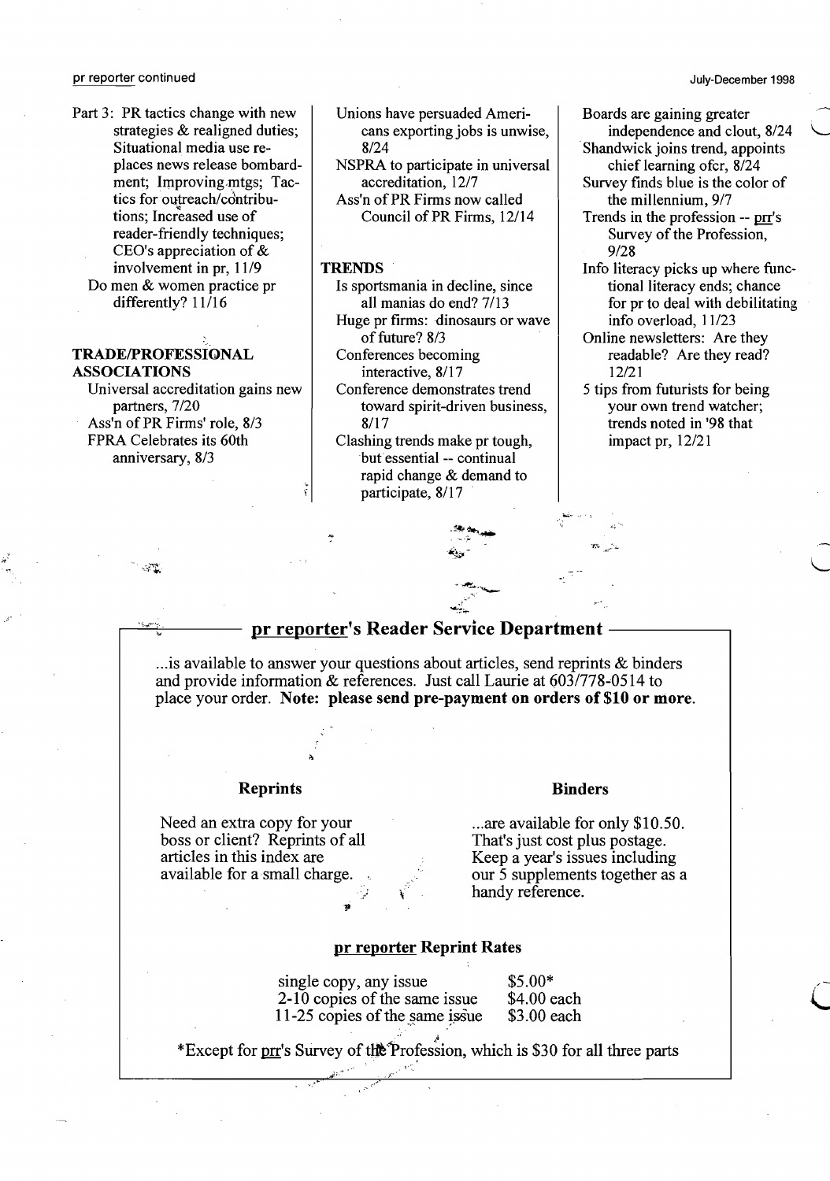Part 3: PR tactics change with new strategies & realigned duties; Situational media use replaces news release bombardment; Improving mtgs; Tactics for outreach/contributions; Increased use of reader-friendly techniques; CEO's appreciation of & involvement in pr, 11/9

Do men & women practice pr differently? 11/16

### TRADE/PROFESSIONAL ASSOCIATIONS

Universal accreditation gains new partners, 7/20

Ass'n of PR Firms' role, 8/3

FPRA Celebrates its 60th anniversary, 8/3

Unions have persuaded Americans exporting jobs is unwise, 8/24

NSPRA to participate in universal accreditation, 12/7

Ass'n of PR Firms now called Council of PR Firms, 12/14

### TRENDS

Is sportsmania in decline, since all manias do end? 7/13

Huge pr firms: dinosaurs or wave of future? 8/3

Conferences becoming interactive, 8/17

Conference demonstrates trend toward spirit-driven business, 8/17

Clashing trends make pr tough, but essential -- continual rapid change & demand to participate, 8/17

Boards are gaining greater independence and clout, 8/24

Shandwick joins trend, appoints chief learning ofcr, 8/24

Survey finds blue is the color of the millennium, 9/7

Trends in the profession -- prr's Survey of the Profession, 9/28

Info literacy picks up where functional literacy ends; chance for pr to deal with debilitating info overload, 11/23

Online newsletters: Are they readable? Are they read? 12/21

5 tips from futurists for being your own trend watcher; trends noted in '98 that impact pr, 12/21

## pr reporter's Reader Service Department

...is available to answer your questions about articles, send reprints & binders and provide information & references. Just call Laurie at 603/778-0514 to place your order. **Note: please send pre-payment on orders of $10 or more.**

### Reprints

Need an extra copy for your boss or client? Reprints of all articles in this index are available for a small charge.

### Binders

...are available for only $10.50. That's just cost plus postage. Keep a year's issues including our 5 supplements together as a handy reference.

### pr reporter Reprint Rates

| | |
|---|---|
| single copy, any issue | $5.00* |
| 2-10 copies of the same issue | $4.00 each |
| 11-25 copies of the same issue | $3.00 each |

*Except for prr's Survey of the Profession, which is $30 for all three parts